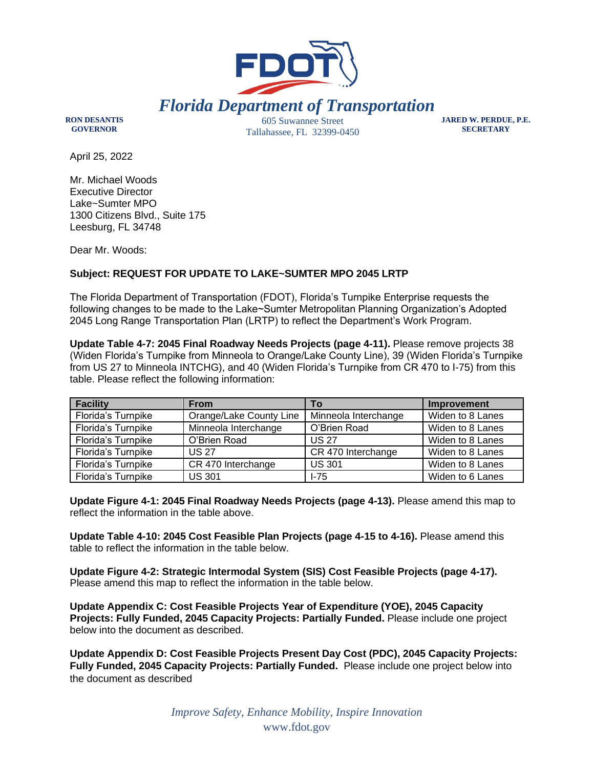# FDOT

## *Florida Department of Transportation*

**RON DESANTIS**
**GOVERNOR**

605 Suwannee Street
Tallahassee, FL 32399-0450

**JARED W. PERDUE, P.E.**
**SECRETARY**

April 25, 2022

Mr. Michael Woods
Executive Director
Lake~Sumter MPO
1300 Citizens Blvd., Suite 175
Leesburg, FL 34748

Dear Mr. Woods:

**Subject: REQUEST FOR UPDATE TO LAKE~SUMTER MPO 2045 LRTP**

The Florida Department of Transportation (FDOT), Florida's Turnpike Enterprise requests the following changes to be made to the Lake~Sumter Metropolitan Planning Organization's Adopted 2045 Long Range Transportation Plan (LRTP) to reflect the Department's Work Program.

**Update Table 4-7: 2045 Final Roadway Needs Projects (page 4-11).** Please remove projects 38 (Widen Florida's Turnpike from Minneola to Orange/Lake County Line), 39 (Widen Florida's Turnpike from US 27 to Minneola INTCHG), and 40 (Widen Florida's Turnpike from CR 470 to I-75) from this table. Please reflect the following information:

| Facility | From | To | Improvement |
|---|---|---|---|
| Florida's Turnpike | Orange/Lake County Line | Minneola Interchange | Widen to 8 Lanes |
| Florida's Turnpike | Minneola Interchange | O'Brien Road | Widen to 8 Lanes |
| Florida's Turnpike | O'Brien Road | US 27 | Widen to 8 Lanes |
| Florida's Turnpike | US 27 | CR 470 Interchange | Widen to 8 Lanes |
| Florida's Turnpike | CR 470 Interchange | US 301 | Widen to 8 Lanes |
| Florida's Turnpike | US 301 | I-75 | Widen to 6 Lanes |

**Update Figure 4-1: 2045 Final Roadway Needs Projects (page 4-13).** Please amend this map to reflect the information in the table above.

**Update Table 4-10: 2045 Cost Feasible Plan Projects (page 4-15 to 4-16).** Please amend this table to reflect the information in the table below.

**Update Figure 4-2: Strategic Intermodal System (SIS) Cost Feasible Projects (page 4-17).** Please amend this map to reflect the information in the table below.

**Update Appendix C: Cost Feasible Projects Year of Expenditure (YOE), 2045 Capacity Projects: Fully Funded, 2045 Capacity Projects: Partially Funded.** Please include one project below into the document as described.

**Update Appendix D: Cost Feasible Projects Present Day Cost (PDC), 2045 Capacity Projects: Fully Funded, 2045 Capacity Projects: Partially Funded.** Please include one project below into the document as described

*Improve Safety, Enhance Mobility, Inspire Innovation*
www.fdot.gov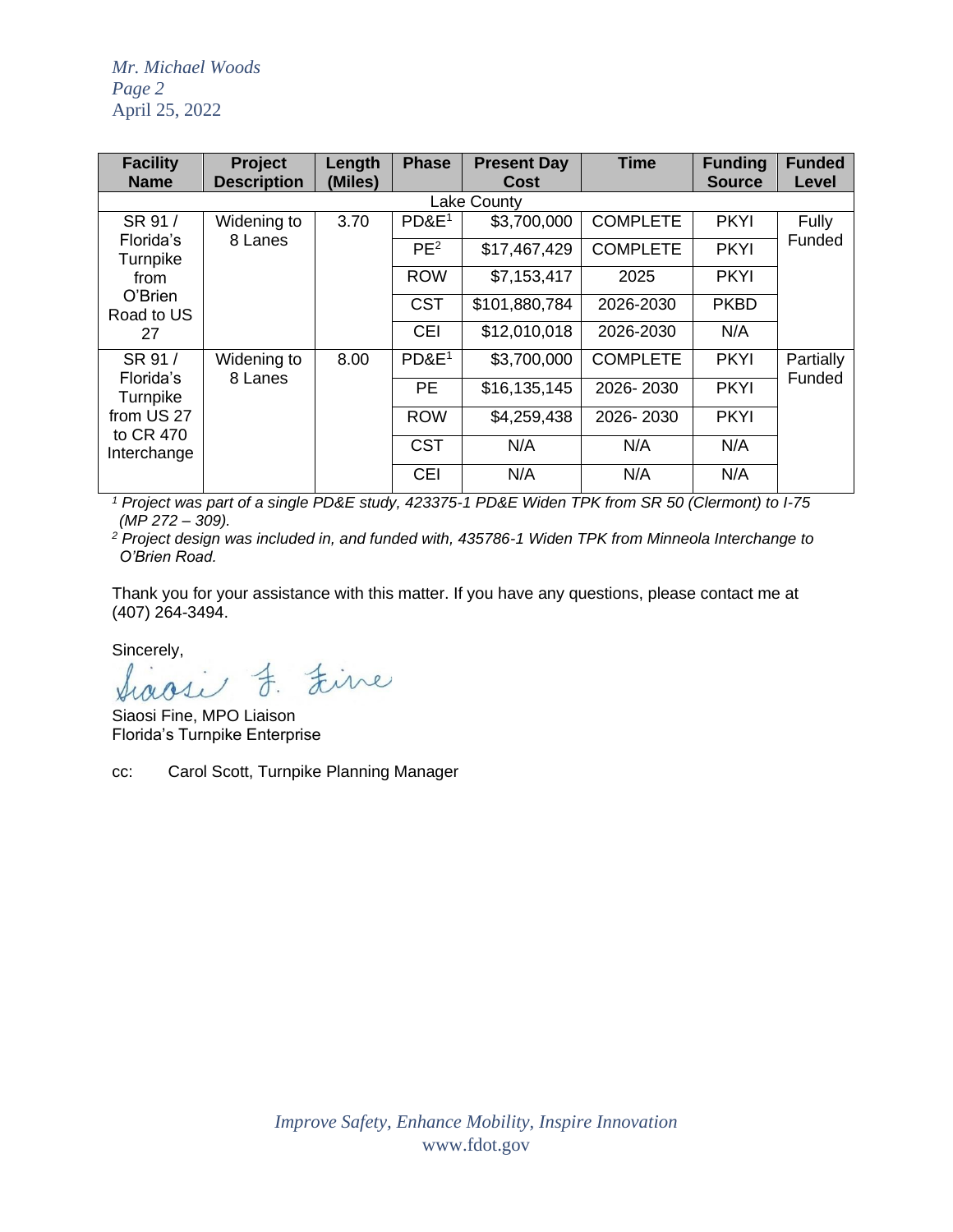| Facility Name | Project Description | Length (Miles) | Phase | Present Day Cost | Time | Funding Source | Funded Level |
|---|---|---|---|---|---|---|---|
| Lake County | | | | | | | |
| SR 91 / Florida's Turnpike from O'Brien Road to US 27 | Widening to 8 Lanes | 3.70 | PD&E[1] | $3,700,000 | COMPLETE | PKYI | Fully Funded |
| | | | PE[2] | $17,467,429 | COMPLETE | PKYI | |
| | | | ROW | $7,153,417 | 2025 | PKYI | |
| | | | CST | $101,880,784 | 2026-2030 | PKBD | |
| | | | CEI | $12,010,018 | 2026-2030 | N/A | |
| SR 91 / Florida's Turnpike from US 27 to CR 470 Interchange | Widening to 8 Lanes | 8.00 | PD&E[1] | $3,700,000 | COMPLETE | PKYI | Partially Funded |
| | | | PE | $16,135,145 | 2026- 2030 | PKYI | |
| | | | ROW | $4,259,438 | 2026- 2030 | PKYI | |
| | | | CST | N/A | N/A | N/A | |
| | | | CEI | N/A | N/A | N/A | |

*[1] Project was part of a single PD&E study, 423375-1 PD&E Widen TPK from SR 50 (Clermont) to I-75 (MP 272 – 309).*

*[2] Project design was included in, and funded with, 435786-1 Widen TPK from Minneola Interchange to O'Brien Road.*

Thank you for your assistance with this matter. If you have any questions, please contact me at (407) 264-3494.

Sincerely,

Siaosi F. Fine

Siaosi Fine, MPO Liaison
Florida's Turnpike Enterprise

cc: Carol Scott, Turnpike Planning Manager